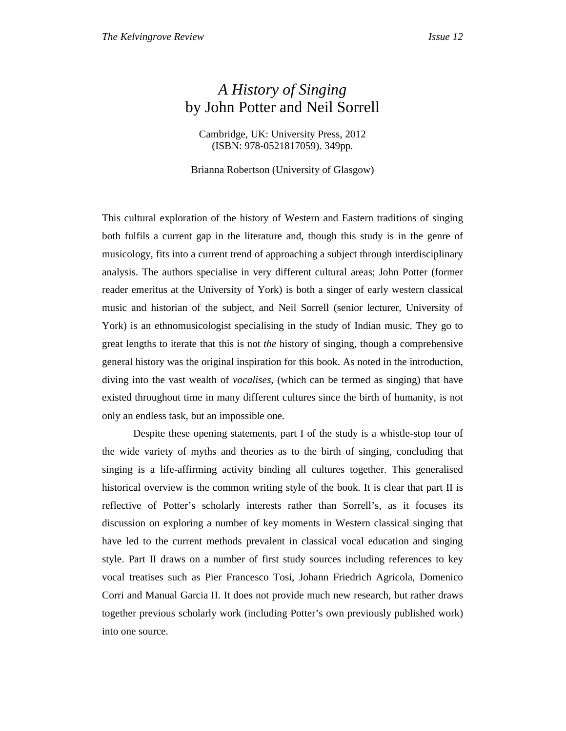# *A History of Singing*
# by John Potter and Neil Sorrell

Cambridge, UK: University Press, 2012
(ISBN: 978-0521817059). 349pp.

Brianna Robertson (University of Glasgow)

This cultural exploration of the history of Western and Eastern traditions of singing both fulfils a current gap in the literature and, though this study is in the genre of musicology, fits into a current trend of approaching a subject through interdisciplinary analysis. The authors specialise in very different cultural areas; John Potter (former reader emeritus at the University of York) is both a singer of early western classical music and historian of the subject, and Neil Sorrell (senior lecturer, University of York) is an ethnomusicologist specialising in the study of Indian music. They go to great lengths to iterate that this is not *the* history of singing, though a comprehensive general history was the original inspiration for this book. As noted in the introduction, diving into the vast wealth of *vocalises*, (which can be termed as singing) that have existed throughout time in many different cultures since the birth of humanity, is not only an endless task, but an impossible one.

Despite these opening statements, part I of the study is a whistle-stop tour of the wide variety of myths and theories as to the birth of singing, concluding that singing is a life-affirming activity binding all cultures together. This generalised historical overview is the common writing style of the book. It is clear that part II is reflective of Potter's scholarly interests rather than Sorrell's, as it focuses its discussion on exploring a number of key moments in Western classical singing that have led to the current methods prevalent in classical vocal education and singing style. Part II draws on a number of first study sources including references to key vocal treatises such as Pier Francesco Tosi, Johann Friedrich Agricola, Domenico Corri and Manual Garcia II. It does not provide much new research, but rather draws together previous scholarly work (including Potter's own previously published work) into one source.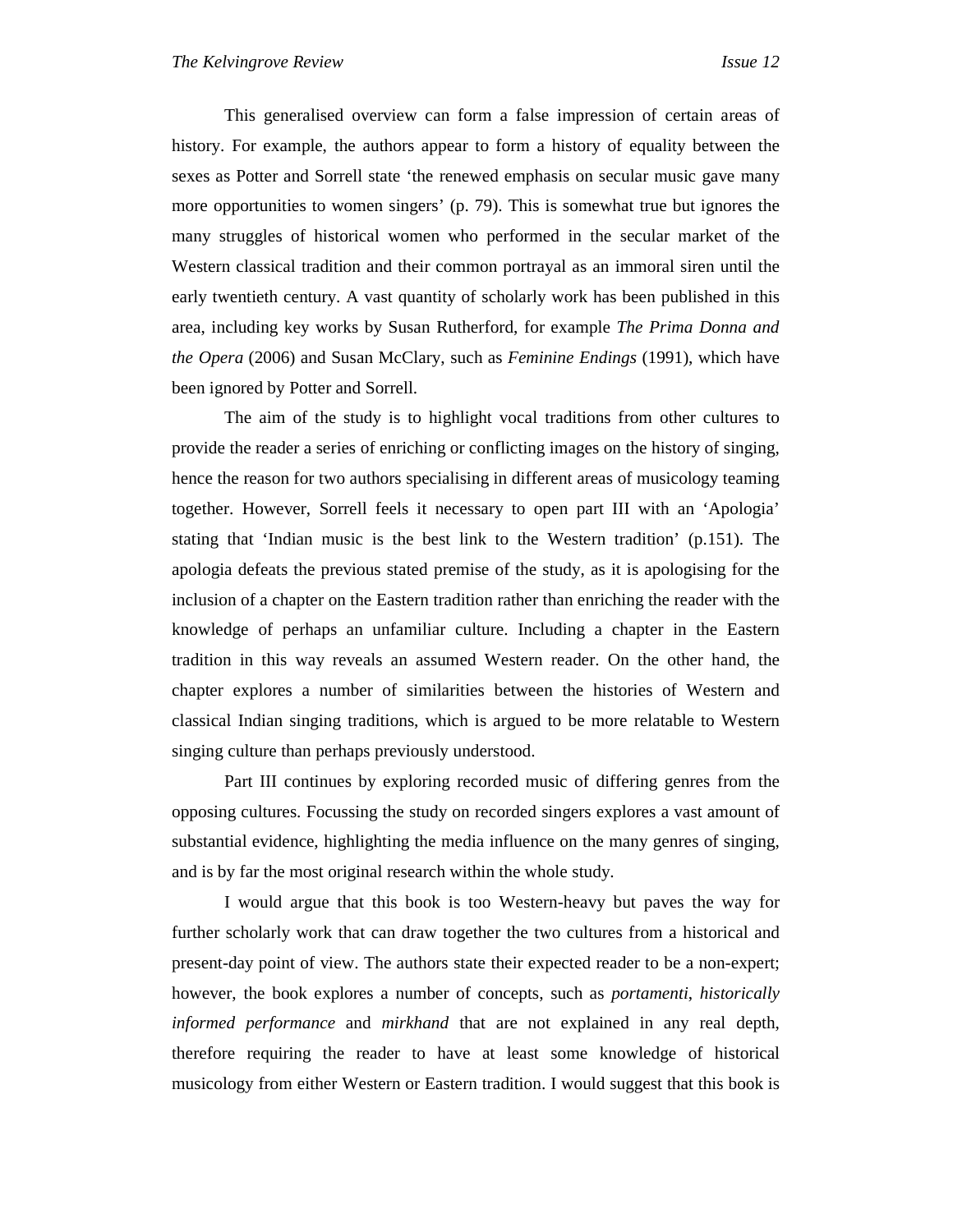This generalised overview can form a false impression of certain areas of history. For example, the authors appear to form a history of equality between the sexes as Potter and Sorrell state 'the renewed emphasis on secular music gave many more opportunities to women singers' (p. 79). This is somewhat true but ignores the many struggles of historical women who performed in the secular market of the Western classical tradition and their common portrayal as an immoral siren until the early twentieth century. A vast quantity of scholarly work has been published in this area, including key works by Susan Rutherford, for example *The Prima Donna and the Opera* (2006) and Susan McClary, such as *Feminine Endings* (1991), which have been ignored by Potter and Sorrell.

The aim of the study is to highlight vocal traditions from other cultures to provide the reader a series of enriching or conflicting images on the history of singing, hence the reason for two authors specialising in different areas of musicology teaming together. However, Sorrell feels it necessary to open part III with an 'Apologia' stating that 'Indian music is the best link to the Western tradition' (p.151). The apologia defeats the previous stated premise of the study, as it is apologising for the inclusion of a chapter on the Eastern tradition rather than enriching the reader with the knowledge of perhaps an unfamiliar culture. Including a chapter in the Eastern tradition in this way reveals an assumed Western reader. On the other hand, the chapter explores a number of similarities between the histories of Western and classical Indian singing traditions, which is argued to be more relatable to Western singing culture than perhaps previously understood.

Part III continues by exploring recorded music of differing genres from the opposing cultures. Focussing the study on recorded singers explores a vast amount of substantial evidence, highlighting the media influence on the many genres of singing, and is by far the most original research within the whole study.

I would argue that this book is too Western-heavy but paves the way for further scholarly work that can draw together the two cultures from a historical and present-day point of view. The authors state their expected reader to be a non-expert; however, the book explores a number of concepts, such as *portamenti*, *historically informed performance* and *mirkhand* that are not explained in any real depth, therefore requiring the reader to have at least some knowledge of historical musicology from either Western or Eastern tradition. I would suggest that this book is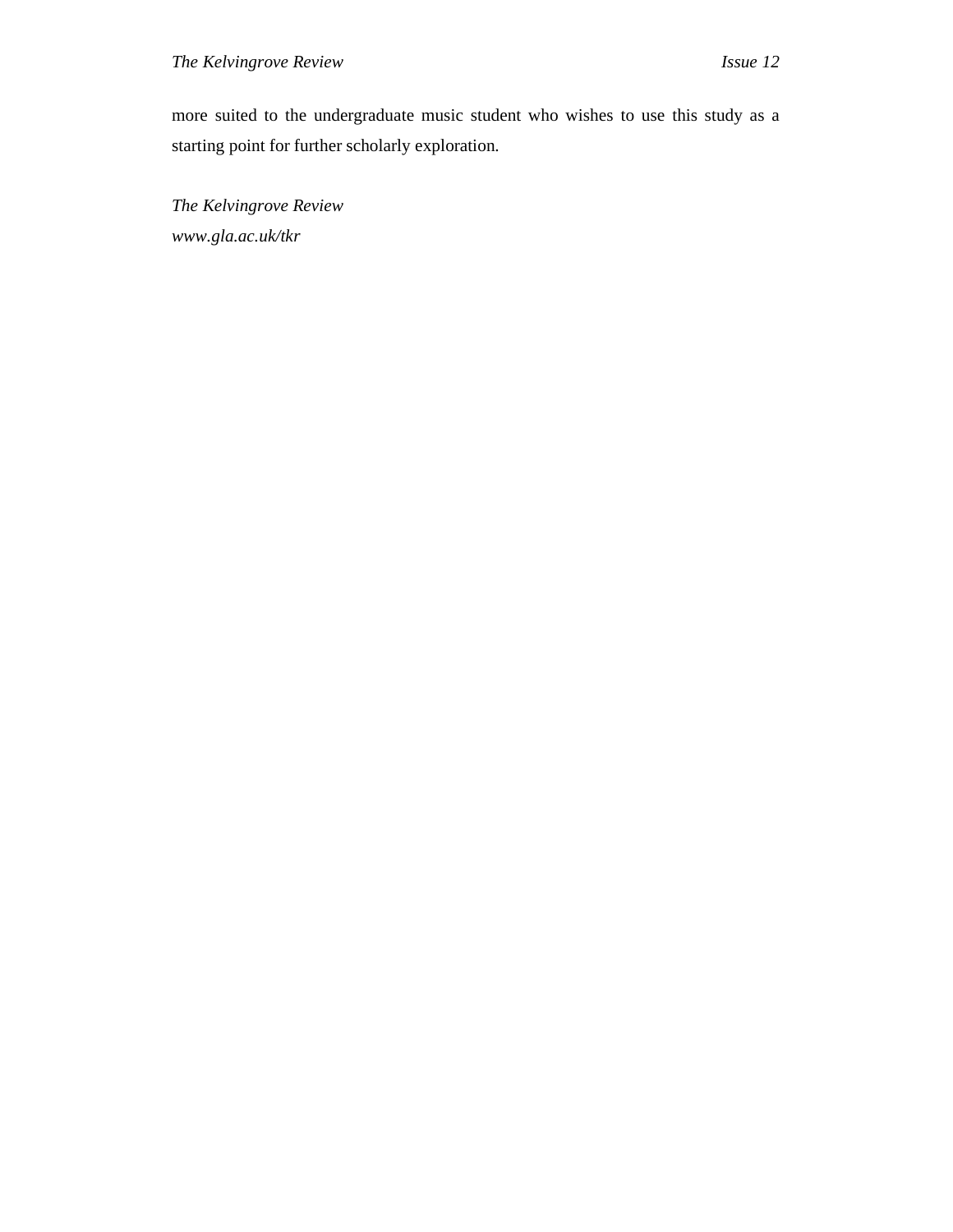more suited to the undergraduate music student who wishes to use this study as a starting point for further scholarly exploration.

*The Kelvingrove Review*
*www.gla.ac.uk/tkr*